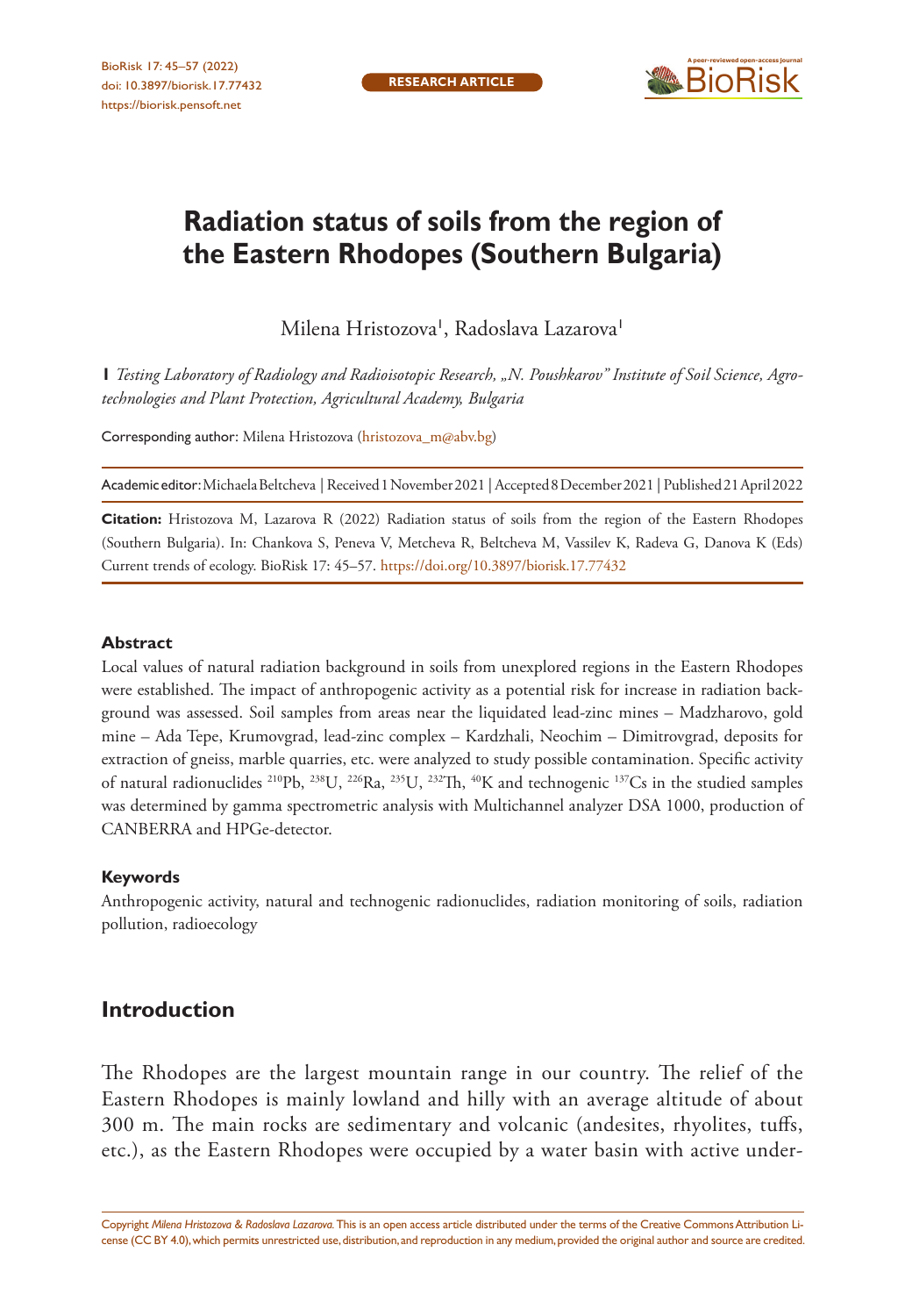RESEARCH ARTICLE

# Radiation status of soils from the region of the Eastern Rhodopes (Southern Bulgaria)

Milena Hristozova[1], Radoslava Lazarova[1]

**1** *Testing Laboratory of Radiology and Radioisotopic Research, „N. Poushkarov" Institute of Soil Science, Agrotechnologies and Plant Protection, Agricultural Academy, Bulgaria*

Corresponding author: Milena Hristozova (hristozova_m@abv.bg)

Academic editor: Michaela Beltcheva | Received 1 November 2021 | Accepted 8 December 2021 | Published 21 April 2022

**Citation:** Hristozova M, Lazarova R (2022) Radiation status of soils from the region of the Eastern Rhodopes (Southern Bulgaria). In: Chankova S, Peneva V, Metcheva R, Beltcheva M, Vassilev K, Radeva G, Danova K (Eds) Current trends of ecology. BioRisk 17: 45–57. https://doi.org/10.3897/biorisk.17.77432

#### Abstract

Local values of natural radiation background in soils from unexplored regions in the Eastern Rhodopes were established. The impact of anthropogenic activity as a potential risk for increase in radiation background was assessed. Soil samples from areas near the liquidated lead-zinc mines – Madzharovo, gold mine – Ada Tepe, Krumovgrad, lead-zinc complex – Kardzhali, Neochim – Dimitrovgrad, deposits for extraction of gneiss, marble quarries, etc. were analyzed to study possible contamination. Specific activity of natural radionuclides $^{210}Pb$, $^{238}U$, $^{226}Ra$, $^{235}U$, $^{232}Th$, $^{40}K$ and technogenic $^{137}Cs$ in the studied samples was determined by gamma spectrometric analysis with Multichannel analyzer DSA 1000, production of CANBERRA and HPGe-detector.

#### Keywords

Anthropogenic activity, natural and technogenic radionuclides, radiation monitoring of soils, radiation pollution, radioecology

## Introduction

The Rhodopes are the largest mountain range in our country. The relief of the Eastern Rhodopes is mainly lowland and hilly with an average altitude of about 300 m. The main rocks are sedimentary and volcanic (andesites, rhyolites, tuffs, etc.), as the Eastern Rhodopes were occupied by a water basin with active under-

Copyright *Milena Hristozova & Radoslava Lazarova.* This is an open access article distributed under the terms of the Creative Commons Attribution License (CC BY 4.0), which permits unrestricted use, distribution, and reproduction in any medium, provided the original author and source are credited.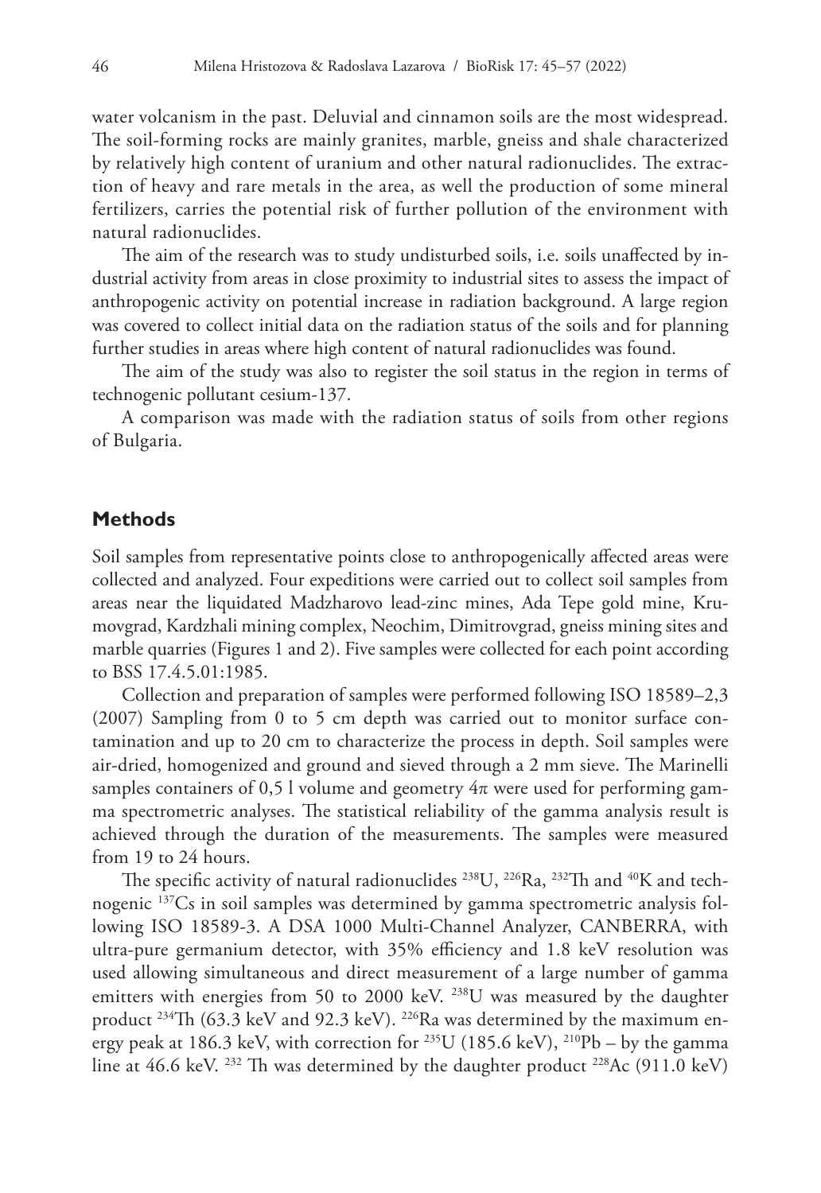water volcanism in the past. Deluvial and cinnamon soils are the most widespread. The soil-forming rocks are mainly granites, marble, gneiss and shale characterized by relatively high content of uranium and other natural radionuclides. The extraction of heavy and rare metals in the area, as well the production of some mineral fertilizers, carries the potential risk of further pollution of the environment with natural radionuclides.

The aim of the research was to study undisturbed soils, i.e. soils unaffected by industrial activity from areas in close proximity to industrial sites to assess the impact of anthropogenic activity on potential increase in radiation background. A large region was covered to collect initial data on the radiation status of the soils and for planning further studies in areas where high content of natural radionuclides was found.

The aim of the study was also to register the soil status in the region in terms of technogenic pollutant cesium-137.

A comparison was made with the radiation status of soils from other regions of Bulgaria.

## Methods

Soil samples from representative points close to anthropogenically affected areas were collected and analyzed. Four expeditions were carried out to collect soil samples from areas near the liquidated Madzharovo lead-zinc mines, Ada Tepe gold mine, Krumovgrad, Kardzhali mining complex, Neochim, Dimitrovgrad, gneiss mining sites and marble quarries (Figures 1 and 2). Five samples were collected for each point according to BSS 17.4.5.01:1985.

Collection and preparation of samples were performed following ISO 18589–2,3 (2007) Sampling from 0 to 5 cm depth was carried out to monitor surface contamination and up to 20 cm to characterize the process in depth. Soil samples were air-dried, homogenized and ground and sieved through a 2 mm sieve. The Marinelli samples containers of 0,5 l volume and geometry $4\pi$ were used for performing gamma spectrometric analyses. The statistical reliability of the gamma analysis result is achieved through the duration of the measurements. The samples were measured from 19 to 24 hours.

The specific activity of natural radionuclides $^{238}U$, $^{226}Ra$, $^{232}Th$ and $^{40}K$ and technogenic $^{137}Cs$ in soil samples was determined by gamma spectrometric analysis following ISO 18589-3. A DSA 1000 Multi-Channel Analyzer, CANBERRA, with ultra-pure germanium detector, with 35% efficiency and 1.8 keV resolution was used allowing simultaneous and direct measurement of a large number of gamma emitters with energies from 50 to 2000 keV. $^{238}U$ was measured by the daughter product $^{234}Th$ (63.3 keV and 92.3 keV). $^{226}Ra$ was determined by the maximum energy peak at 186.3 keV, with correction for $^{235}U$ (185.6 keV), $^{210}Pb$ – by the gamma line at 46.6 keV. $^{232}Th$ was determined by the daughter product $^{228}Ac$ (911.0 keV)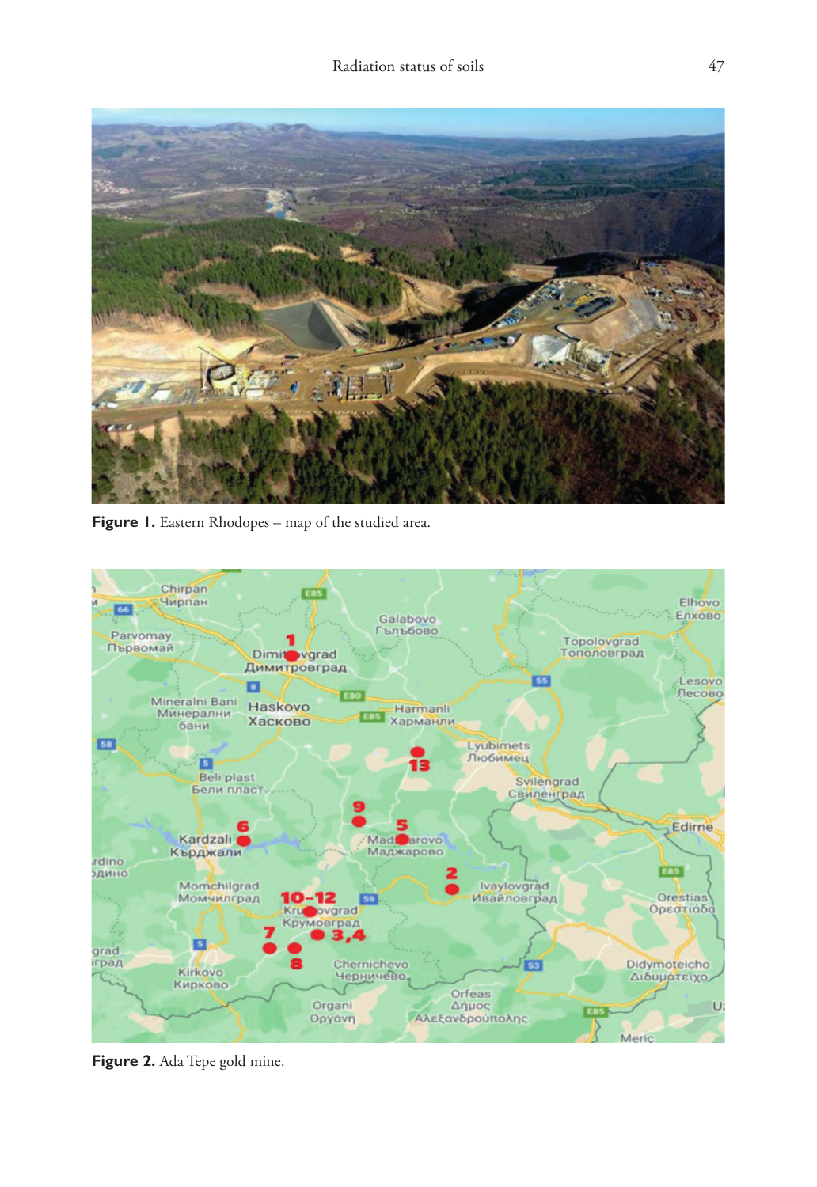**Figure 1.** Eastern Rhodopes – map of the studied area.

**Figure 2.** Ada Tepe gold mine.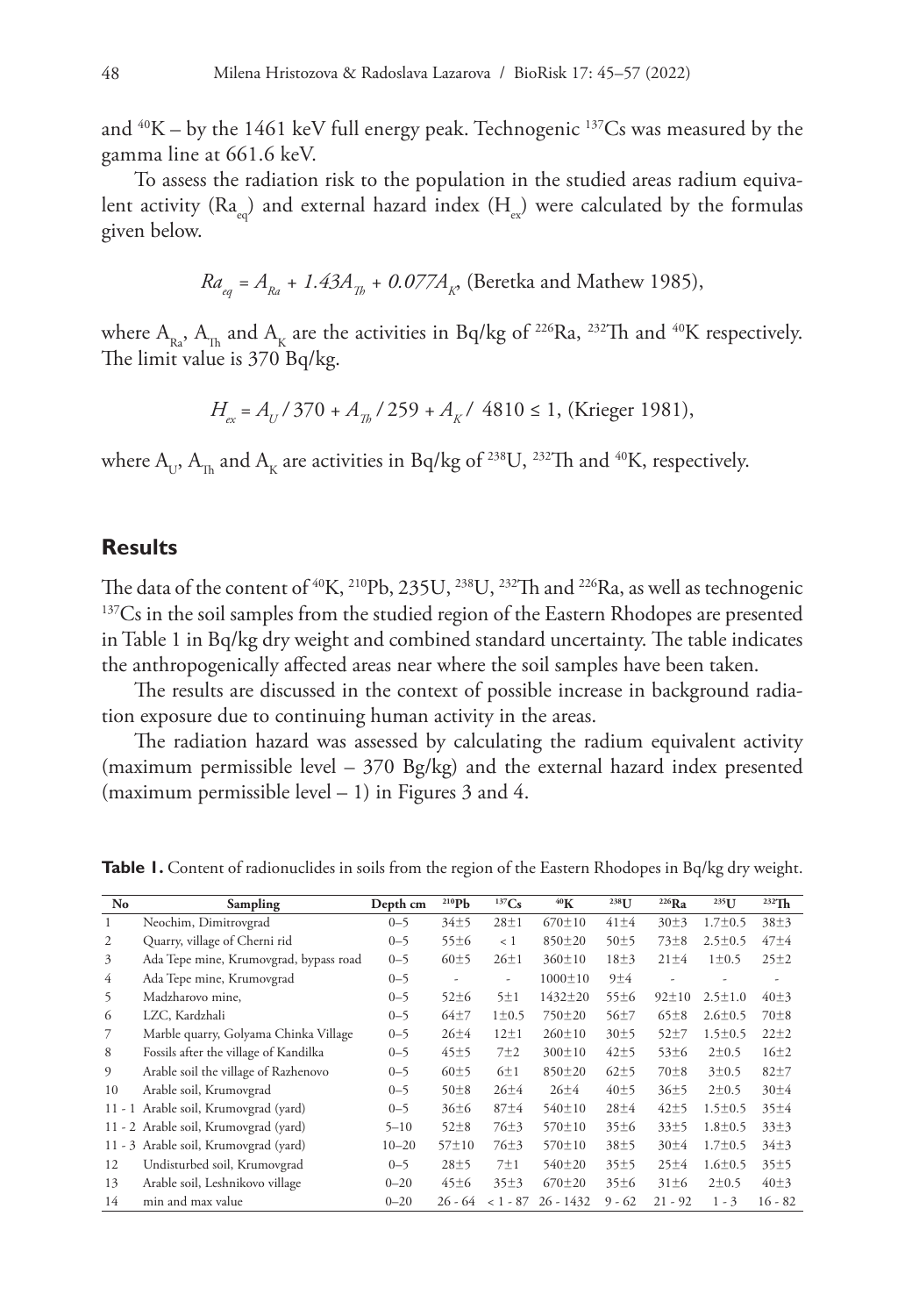and $^{40}K$ – by the 1461 keV full energy peak. Technogenic $^{137}Cs$ was measured by the gamma line at 661.6 keV.

To assess the radiation risk to the population in the studied areas radium equivalent activity ($Ra_{eq}$) and external hazard index ($H_{ex}$) were calculated by the formulas given below.

$$Ra_{eq} = A_{Ra} + 1.43A_{Th} + 0.077A_K, \text{ (Beretka and Mathew 1985)},$$

where $A_{Ra}$, $A_{Th}$ and $A_K$ are the activities in Bq/kg of $^{226}Ra$, $^{232}Th$ and $^{40}K$ respectively. The limit value is 370 Bq/kg.

$$H_{ex} = A_U / 370 + A_{Th} / 259 + A_K / 4810 \leq 1, \text{ (Krieger 1981)},$$

where $A_U$, $A_{Th}$ and $A_K$ are activities in Bq/kg of $^{238}U$, $^{232}Th$ and $^{40}K$, respectively.

## Results

The data of the content of $^{40}K$, $^{210}Pb$, 235U, $^{238}U$, $^{232}Th$ and $^{226}Ra$, as well as technogenic $^{137}Cs$ in the soil samples from the studied region of the Eastern Rhodopes are presented in Table 1 in Bq/kg dry weight and combined standard uncertainty. The table indicates the anthropogenically affected areas near where the soil samples have been taken.

The results are discussed in the context of possible increase in background radiation exposure due to continuing human activity in the areas.

The radiation hazard was assessed by calculating the radium equivalent activity (maximum permissible level – 370 Bg/kg) and the external hazard index presented (maximum permissible level – 1) in Figures 3 and 4.

**Table 1.** Content of radionuclides in soils from the region of the Eastern Rhodopes in Bq/kg dry weight.

| No | Sampling | Depth cm | $^{210}Pb$ | $^{137}Cs$ | $^{40}K$ | $^{238}U$ | $^{226}Ra$ | $^{235}U$ | $^{232}Th$ |
|---|---|---|---|---|---|---|---|---|---|
| 1 | Neochim, Dimitrovgrad | 0–5 | 34±5 | 28±1 | 670±10 | 41±4 | 30±3 | 1.7±0.5 | 38±3 |
| 2 | Quarry, village of Cherni rid | 0–5 | 55±6 | < 1 | 850±20 | 50±5 | 73±8 | 2.5±0.5 | 47±4 |
| 3 | Ada Tepe mine, Krumovgrad, bypass road | 0–5 | 60±5 | 26±1 | 360±10 | 18±3 | 21±4 | 1±0.5 | 25±2 |
| 4 | Ada Tepe mine, Krumovgrad | 0–5 | - | - | 1000±10 | 9±4 | - | - | - |
| 5 | Madzharovo mine, | 0–5 | 52±6 | 5±1 | 1432±20 | 55±6 | 92±10 | 2.5±1.0 | 40±3 |
| 6 | LZC, Kardzhali | 0–5 | 64±7 | 1±0.5 | 750±20 | 56±7 | 65±8 | 2.6±0.5 | 70±8 |
| 7 | Marble quarry, Golyama Chinka Village | 0–5 | 26±4 | 12±1 | 260±10 | 30±5 | 52±7 | 1.5±0.5 | 22±2 |
| 8 | Fossils after the village of Kandilka | 0–5 | 45±5 | 7±2 | 300±10 | 42±5 | 53±6 | 2±0.5 | 16±2 |
| 9 | Arable soil the village of Razhenovo | 0–5 | 60±5 | 6±1 | 850±20 | 62±5 | 70±8 | 3±0.5 | 82±7 |
| 10 | Arable soil, Krumovgrad | 0–5 | 50±8 | 26±4 | 26±4 | 40±5 | 36±5 | 2±0.5 | 30±4 |
| 11 - 1 | Arable soil, Krumovgrad (yard) | 0–5 | 36±6 | 87±4 | 540±10 | 28±4 | 42±5 | 1.5±0.5 | 35±4 |
| 11 - 2 | Arable soil, Krumovgrad (yard) | 5–10 | 52±8 | 76±3 | 570±10 | 35±6 | 33±5 | 1.8±0.5 | 33±3 |
| 11 - 3 | Arable soil, Krumovgrad (yard) | 10–20 | 57±10 | 76±3 | 570±10 | 38±5 | 30±4 | 1.7±0.5 | 34±3 |
| 12 | Undisturbed soil, Krumovgrad | 0–5 | 28±5 | 7±1 | 540±20 | 35±5 | 25±4 | 1.6±0.5 | 35±5 |
| 13 | Arable soil, Leshnikovo village | 0–20 | 45±6 | 35±3 | 670±20 | 35±6 | 31±6 | 2±0.5 | 40±3 |
| 14 | min and max value | 0–20 | 26 - 64 | < 1 - 87 | 26 - 1432 | 9 - 62 | 21 - 92 | 1 - 3 | 16 - 82 |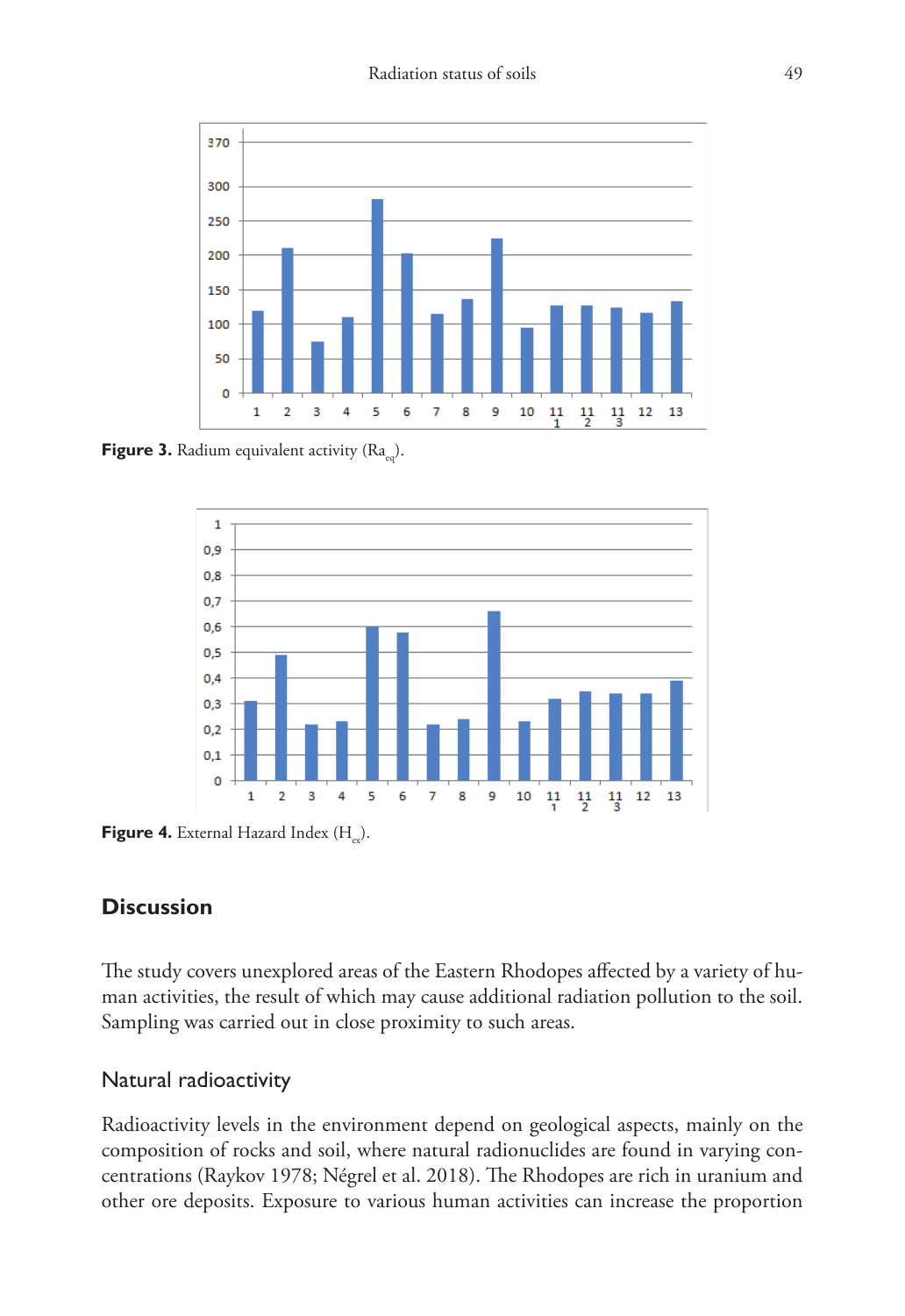**Figure 3.** Radium equivalent activity ($Ra_{eq}$).

**Figure 4.** External Hazard Index ($H_{ex}$).

## Discussion

The study covers unexplored areas of the Eastern Rhodopes affected by a variety of human activities, the result of which may cause additional radiation pollution to the soil. Sampling was carried out in close proximity to such areas.

### Natural radioactivity

Radioactivity levels in the environment depend on geological aspects, mainly on the composition of rocks and soil, where natural radionuclides are found in varying concentrations (Raykov 1978; Négrel et al. 2018). The Rhodopes are rich in uranium and other ore deposits. Exposure to various human activities can increase the proportion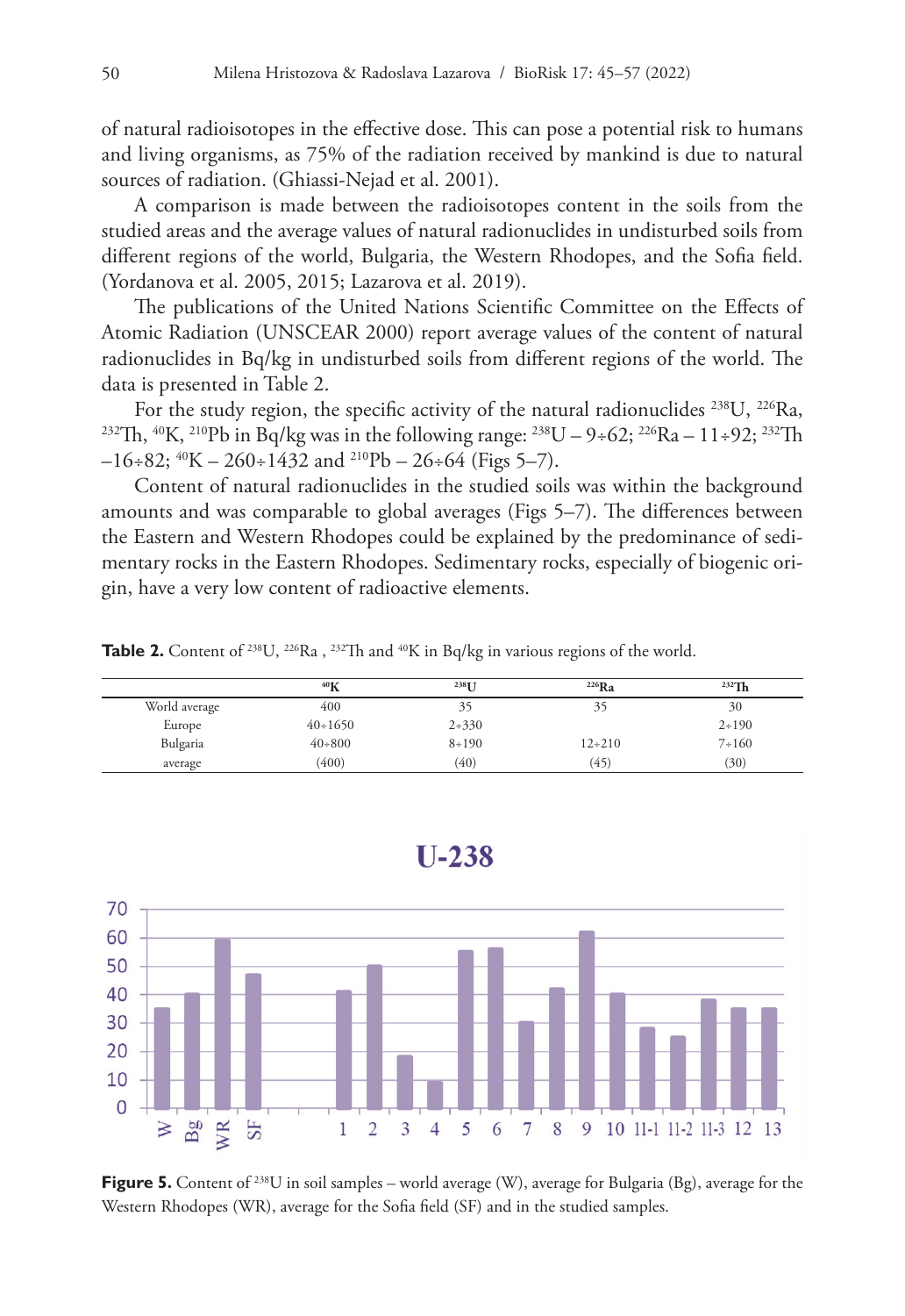of natural radioisotopes in the effective dose. This can pose a potential risk to humans and living organisms, as 75% of the radiation received by mankind is due to natural sources of radiation. (Ghiassi-Nejad et al. 2001).

A comparison is made between the radioisotopes content in the soils from the studied areas and the average values of natural radionuclides in undisturbed soils from different regions of the world, Bulgaria, the Western Rhodopes, and the Sofia field. (Yordanova et al. 2005, 2015; Lazarova et al. 2019).

The publications of the United Nations Scientific Committee on the Effects of Atomic Radiation (UNSCEAR 2000) report average values of the content of natural radionuclides in Bq/kg in undisturbed soils from different regions of the world. The data is presented in Table 2.

For the study region, the specific activity of the natural radionuclides $^{238}U$, $^{226}Ra$, $^{232}Th$, $^{40}K$, $^{210}Pb$ in Bq/kg was in the following range: $^{238}U$ – 9÷62; $^{226}Ra$ – 11÷92; $^{232}Th$ –16÷82; $^{40}K$ – 260÷1432 and $^{210}Pb$ – 26÷64 (Figs 5–7).

Content of natural radionuclides in the studied soils was within the background amounts and was comparable to global averages (Figs 5–7). The differences between the Eastern and Western Rhodopes could be explained by the predominance of sedimentary rocks in the Eastern Rhodopes. Sedimentary rocks, especially of biogenic origin, have a very low content of radioactive elements.

**Table 2.** Content of $^{238}U$, $^{226}Ra$ , $^{232}Th$ and $^{40}K$ in Bq/kg in various regions of the world.

| | $^{40}K$ | $^{238}U$ | $^{226}Ra$ | $^{232}Th$ |
|---|---|---|---|---|
| World average | 400 | 35 | 35 | 30 |
| Europe | 40÷1650 | 2÷330 | | 2÷190 |
| Bulgaria | 40÷800 | 8÷190 | 12÷210 | 7÷160 |
| average | (400) | (40) | (45) | (30) |

**U-238**

| | W | Bg | WR | SF | 1 | 2 | 3 | 4 | 5 | 6 | 7 | 8 | 9 | 10 | 11-1 | 11-2 | 11-3 | 12 | 13 |
|---|---|---|---|---|---|---|---|---|---|---|---|---|---|---|---|---|---|---|---|
| $^{238}U$ | 35 | 40 | 59 | 47 | 41 | 50 | 18 | 9 | 55 | 56 | 30 | 42 | 62 | 40 | 28 | 25 | 38 | 35 | 35 |

**Figure 5.** Content of $^{238}U$ in soil samples – world average (W), average for Bulgaria (Bg), average for the Western Rhodopes (WR), average for the Sofia field (SF) and in the studied samples.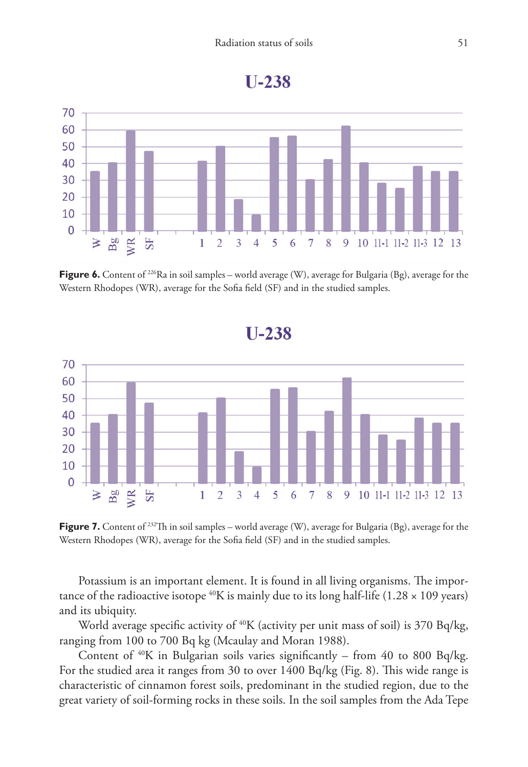**Figure 6.** Content of $^{226}Ra$ in soil samples – world average (W), average for Bulgaria (Bg), average for the Western Rhodopes (WR), average for the Sofia field (SF) and in the studied samples.

**Figure 7.** Content of $^{232}Th$ in soil samples – world average (W), average for Bulgaria (Bg), average for the Western Rhodopes (WR), average for the Sofia field (SF) and in the studied samples.

Potassium is an important element. It is found in all living organisms. The importance of the radioactive isotope $^{40}K$ is mainly due to its long half-life (1.28 × 109 years) and its ubiquity.

World average specific activity of $^{40}K$ (activity per unit mass of soil) is 370 Bq/kg, ranging from 100 to 700 Bq kg (Mcaulay and Moran 1988).

Content of $^{40}K$ in Bulgarian soils varies significantly – from 40 to 800 Bq/kg. For the studied area it ranges from 30 to over 1400 Bq/kg (Fig. 8). This wide range is characteristic of cinnamon forest soils, predominant in the studied region, due to the great variety of soil-forming rocks in these soils. In the soil samples from the Ada Tepe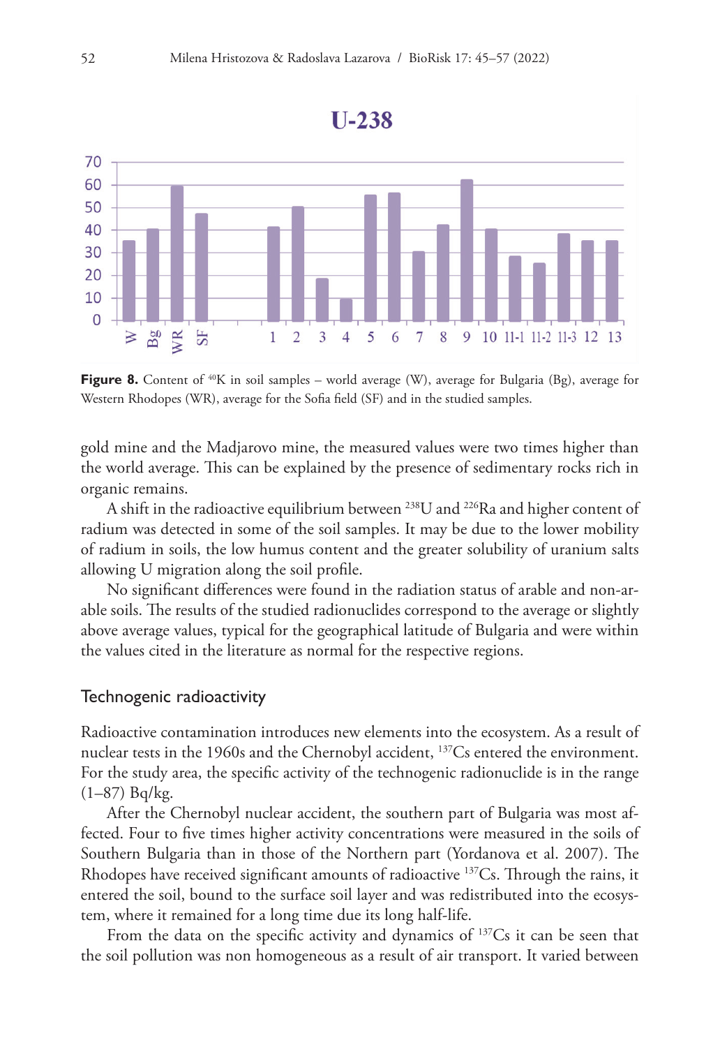**Figure 8.** Content of $^{40}K$ in soil samples – world average (W), average for Bulgaria (Bg), average for Western Rhodopes (WR), average for the Sofia field (SF) and in the studied samples.

gold mine and the Madjarovo mine, the measured values were two times higher than the world average. This can be explained by the presence of sedimentary rocks rich in organic remains.

A shift in the radioactive equilibrium between $^{238}U$ and $^{226}Ra$ and higher content of radium was detected in some of the soil samples. It may be due to the lower mobility of radium in soils, the low humus content and the greater solubility of uranium salts allowing U migration along the soil profile.

No significant differences were found in the radiation status of arable and non-arable soils. The results of the studied radionuclides correspond to the average or slightly above average values, typical for the geographical latitude of Bulgaria and were within the values cited in the literature as normal for the respective regions.

### Technogenic radioactivity

Radioactive contamination introduces new elements into the ecosystem. As a result of nuclear tests in the 1960s and the Chernobyl accident, $^{137}Cs$ entered the environment. For the study area, the specific activity of the technogenic radionuclide is in the range (1–87) Bq/kg.

After the Chernobyl nuclear accident, the southern part of Bulgaria was most affected. Four to five times higher activity concentrations were measured in the soils of Southern Bulgaria than in those of the Northern part (Yordanova et al. 2007). The Rhodopes have received significant amounts of radioactive $^{137}Cs$. Through the rains, it entered the soil, bound to the surface soil layer and was redistributed into the ecosystem, where it remained for a long time due its long half-life.

From the data on the specific activity and dynamics of $^{137}Cs$ it can be seen that the soil pollution was non homogeneous as a result of air transport. It varied between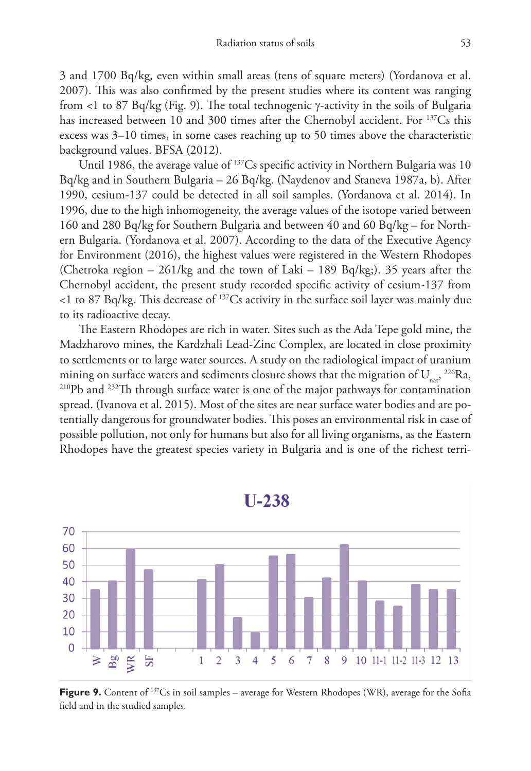3 and 1700 Bq/kg, even within small areas (tens of square meters) (Yordanova et al. 2007). This was also confirmed by the present studies where its content was ranging from <1 to 87 Bq/kg (Fig. 9). The total technogenic γ-activity in the soils of Bulgaria has increased between 10 and 300 times after the Chernobyl accident. For $^{137}Cs$ this excess was 3–10 times, in some cases reaching up to 50 times above the characteristic background values. BFSA (2012).

Until 1986, the average value of $^{137}Cs$ specific activity in Northern Bulgaria was 10 Bq/kg and in Southern Bulgaria – 26 Bq/kg. (Naydenov and Staneva 1987a, b). After 1990, cesium-137 could be detected in all soil samples. (Yordanova et al. 2014). In 1996, due to the high inhomogeneity, the average values of the isotope varied between 160 and 280 Bq/kg for Southern Bulgaria and between 40 and 60 Bq/kg – for Northern Bulgaria. (Yordanova et al. 2007). According to the data of the Executive Agency for Environment (2016), the highest values were registered in the Western Rhodopes (Chetroka region – 261/kg and the town of Laki – 189 Bq/kg;). 35 years after the Chernobyl accident, the present study recorded specific activity of cesium-137 from <1 to 87 Bq/kg. This decrease of $^{137}Cs$ activity in the surface soil layer was mainly due to its radioactive decay.

The Eastern Rhodopes are rich in water. Sites such as the Ada Tepe gold mine, the Madzharovo mines, the Kardzhali Lead-Zinc Complex, are located in close proximity to settlements or to large water sources. A study on the radiological impact of uranium mining on surface waters and sediments closure shows that the migration of $U_{nat}$, $^{226}Ra$, $^{210}Pb$ and $^{232}Th$ through surface water is one of the major pathways for contamination spread. (Ivanova et al. 2015). Most of the sites are near surface water bodies and are potentially dangerous for groundwater bodies. This poses an environmental risk in case of possible pollution, not only for humans but also for all living organisms, as the Eastern Rhodopes have the greatest species variety in Bulgaria and is one of the richest terri-

**Figure 9.** Content of $^{137}Cs$ in soil samples – average for Western Rhodopes (WR), average for the Sofia field and in the studied samples.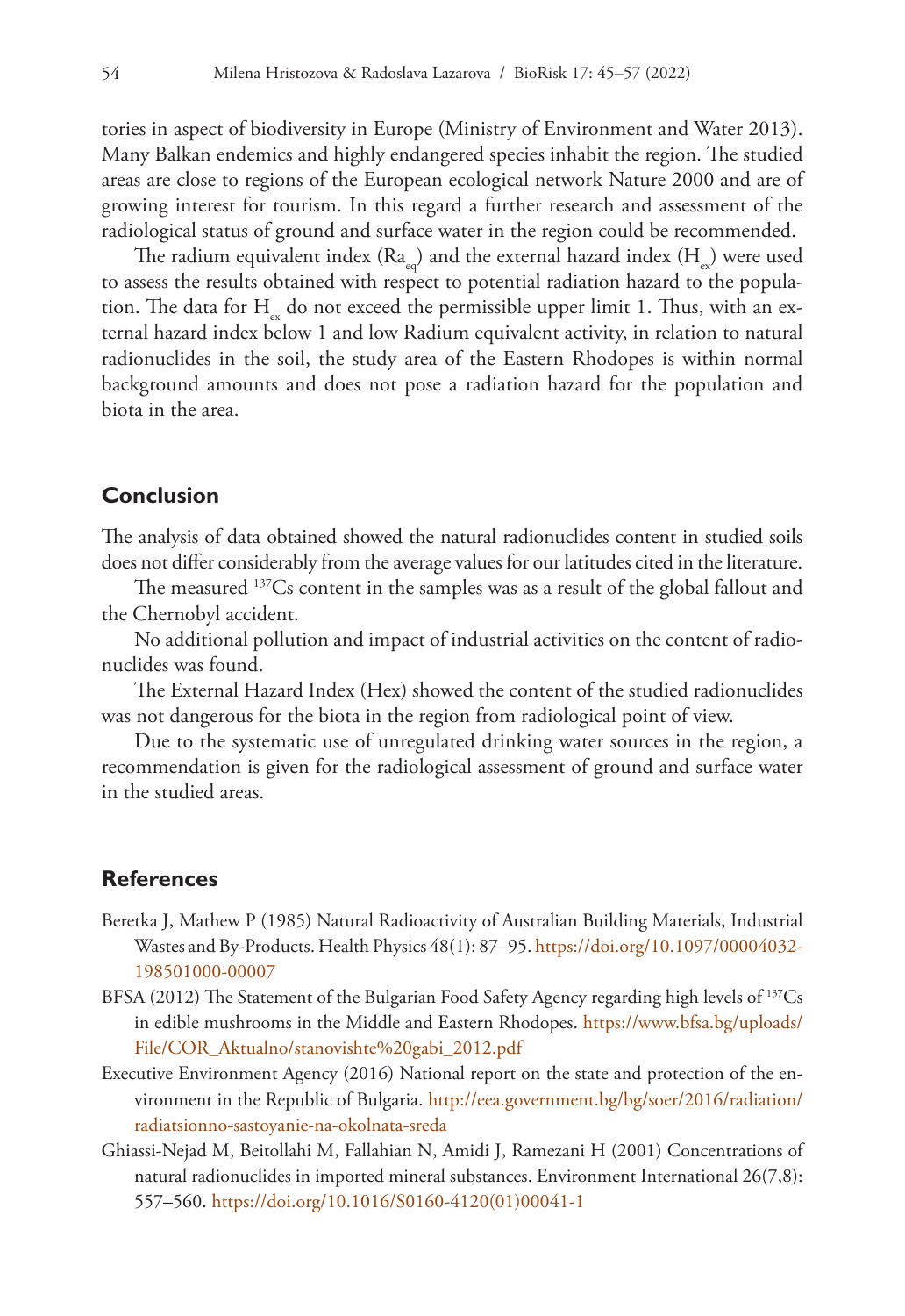tories in aspect of biodiversity in Europe (Ministry of Environment and Water 2013). Many Balkan endemics and highly endangered species inhabit the region. The studied areas are close to regions of the European ecological network Nature 2000 and are of growing interest for tourism. In this regard a further research and assessment of the radiological status of ground and surface water in the region could be recommended.

The radium equivalent index ($Ra_{eq}$) and the external hazard index ($H_{ex}$) were used to assess the results obtained with respect to potential radiation hazard to the population. The data for $H_{ex}$ do not exceed the permissible upper limit 1. Thus, with an external hazard index below 1 and low Radium equivalent activity, in relation to natural radionuclides in the soil, the study area of the Eastern Rhodopes is within normal background amounts and does not pose a radiation hazard for the population and biota in the area.

## Conclusion

The analysis of data obtained showed the natural radionuclides content in studied soils does not differ considerably from the average values for our latitudes cited in the literature.

The measured $^{137}Cs$ content in the samples was as a result of the global fallout and the Chernobyl accident.

No additional pollution and impact of industrial activities on the content of radionuclides was found.

The External Hazard Index (Hex) showed the content of the studied radionuclides was not dangerous for the biota in the region from radiological point of view.

Due to the systematic use of unregulated drinking water sources in the region, a recommendation is given for the radiological assessment of ground and surface water in the studied areas.

## References

Beretka J, Mathew P (1985) Natural Radioactivity of Australian Building Materials, Industrial Wastes and By-Products. Health Physics 48(1): 87–95. https://doi.org/10.1097/00004032-198501000-00007

BFSA (2012) The Statement of the Bulgarian Food Safety Agency regarding high levels of $^{137}Cs$ in edible mushrooms in the Middle and Eastern Rhodopes. https://www.bfsa.bg/uploads/File/COR_Aktualno/stanovishte%20gabi_2012.pdf

Executive Environment Agency (2016) National report on the state and protection of the environment in the Republic of Bulgaria. http://eea.government.bg/bg/soer/2016/radiation/radiatsionno-sastoyanie-na-okolnata-sreda

Ghiassi-Nejad M, Beitollahi M, Fallahian N, Amidi J, Ramezani H (2001) Concentrations of natural radionuclides in imported mineral substances. Environment International 26(7,8): 557–560. https://doi.org/10.1016/S0160-4120(01)00041-1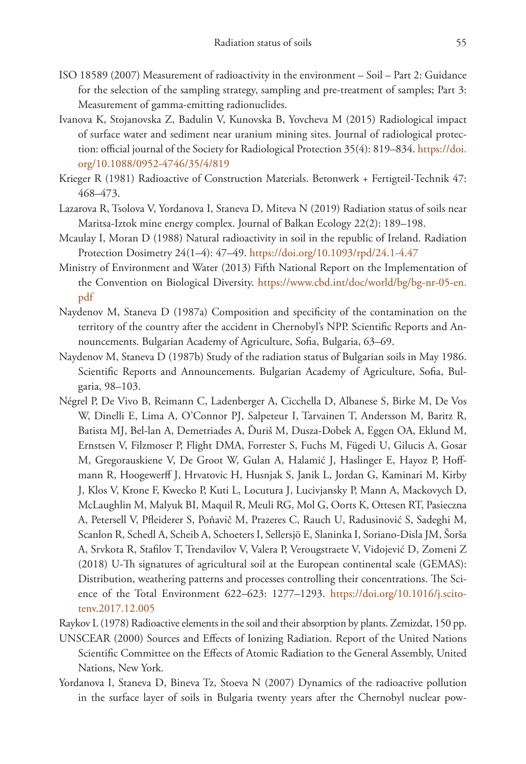ISO 18589 (2007) Measurement of radioactivity in the environment – Soil – Part 2: Guidance for the selection of the sampling strategy, sampling and pre-treatment of samples; Part 3: Measurement of gamma-emitting radionuclides.

Ivanova K, Stojanovska Z, Badulin V, Kunovska B, Yovcheva M (2015) Radiological impact of surface water and sediment near uranium mining sites. Journal of radiological protection: official journal of the Society for Radiological Protection 35(4): 819–834. https://doi.org/10.1088/0952-4746/35/4/819

Krieger R (1981) Radioactive of Construction Materials. Betonwerk + Fertigteil-Technik 47: 468–473.

Lazarova R, Tsolova V, Yordanova I, Staneva D, Miteva N (2019) Radiation status of soils near Maritsa-Iztok mine energy complex. Journal of Balkan Ecology 22(2): 189–198.

Mcaulay I, Moran D (1988) Natural radioactivity in soil in the republic of Ireland. Radiation Protection Dosimetry 24(1–4): 47–49. https://doi.org/10.1093/rpd/24.1-4.47

Ministry of Environment and Water (2013) Fifth National Report on the Implementation of the Convention on Biological Diversity. https://www.cbd.int/doc/world/bg/bg-nr-05-en.pdf

Naydenov M, Staneva D (1987a) Composition and specificity of the contamination on the territory of the country after the accident in Chernobyl's NPP. Scientific Reports and Announcements. Bulgarian Academy of Agriculture, Sofia, Bulgaria, 63–69.

Naydenov M, Staneva D (1987b) Study of the radiation status of Bulgarian soils in May 1986. Scientific Reports and Announcements. Bulgarian Academy of Agriculture, Sofia, Bulgaria, 98–103.

Négrel P, De Vivo B, Reimann C, Ladenberger A, Cicchella D, Albanese S, Birke M, De Vos W, Dinelli E, Lima A, O'Connor PJ, Salpeteur I, Tarvainen T, Andersson M, Baritz R, Batista MJ, Bel-lan A, Demetriades A, Ďuriš M, Dusza-Dobek A, Eggen OA, Eklund M, Ernstsen V, Filzmoser P, Flight DMA, Forrester S, Fuchs M, Fügedi U, Gilucis A, Gosar M, Gregorauskiene V, De Groot W, Gulan A, Halamić J, Haslinger E, Hayoz P, Hoffmann R, Hoogewerff J, Hrvatovic H, Husnjak S, Janik L, Jordan G, Kaminari M, Kirby J, Klos V, Krone F, Kwecko P, Kuti L, Locutura J, Lucivjansky P, Mann A, Mackovych D, McLaughlin M, Malyuk BI, Maquil R, Meuli RG, Mol G, Oorts K, Ottesen RT, Pasieczna A, Petersell V, Pfleiderer S, Poňavič M, Prazeres C, Rauch U, Radusinović S, Sadeghi M, Scanlon R, Schedl A, Scheib A, Schoeters I, Sellersjö E, Slaninka I, Soriano-Disla JM, Šorša A, Srvkota R, Stafilov T, Trendavilov V, Valera P, Verougstraete V, Vidojević D, Zomeni Z (2018) U-Th signatures of agricultural soil at the European continental scale (GEMAS): Distribution, weathering patterns and processes controlling their concentrations. The Science of the Total Environment 622–623: 1277–1293. https://doi.org/10.1016/j.scitotenv.2017.12.005

Raykov L (1978) Radioactive elements in the soil and their absorption by plants. Zemizdat, 150 pp.

UNSCEAR (2000) Sources and Effects of Ionizing Radiation. Report of the United Nations Scientific Committee on the Effects of Atomic Radiation to the General Assembly, United Nations, New York.

Yordanova I, Staneva D, Bineva Tz, Stoeva N (2007) Dynamics of the radioactive pollution in the surface layer of soils in Bulgaria twenty years after the Chernobyl nuclear pow-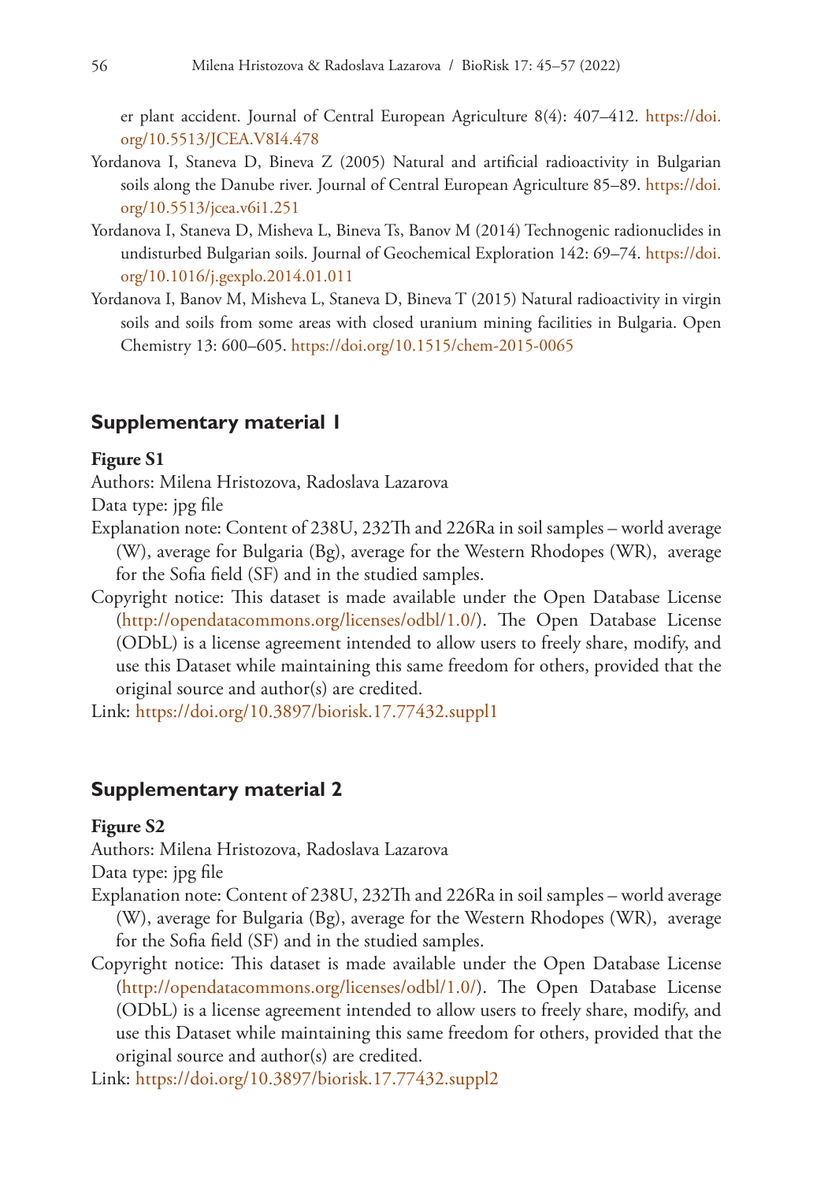er plant accident. Journal of Central European Agriculture 8(4): 407–412. https://doi.org/10.5513/JCEA.V8I4.478

Yordanova I, Staneva D, Bineva Z (2005) Natural and artificial radioactivity in Bulgarian soils along the Danube river. Journal of Central European Agriculture 85–89. https://doi.org/10.5513/jcea.v6i1.251

Yordanova I, Staneva D, Misheva L, Bineva Ts, Banov M (2014) Technogenic radionuclides in undisturbed Bulgarian soils. Journal of Geochemical Exploration 142: 69–74. https://doi.org/10.1016/j.gexplo.2014.01.011

Yordanova I, Banov M, Misheva L, Staneva D, Bineva T (2015) Natural radioactivity in virgin soils and soils from some areas with closed uranium mining facilities in Bulgaria. Open Chemistry 13: 600–605. https://doi.org/10.1515/chem-2015-0065

## Supplementary material 1

**Figure S1**

Authors: Milena Hristozova, Radoslava Lazarova

Data type: jpg file

Explanation note: Content of 238U, 232Th and 226Ra in soil samples – world average (W), average for Bulgaria (Bg), average for the Western Rhodopes (WR), average for the Sofia field (SF) and in the studied samples.

Copyright notice: This dataset is made available under the Open Database License (http://opendatacommons.org/licenses/odbl/1.0/). The Open Database License (ODbL) is a license agreement intended to allow users to freely share, modify, and use this Dataset while maintaining this same freedom for others, provided that the original source and author(s) are credited.

Link: https://doi.org/10.3897/biorisk.17.77432.suppl1

## Supplementary material 2

**Figure S2**

Authors: Milena Hristozova, Radoslava Lazarova

Data type: jpg file

Explanation note: Content of 238U, 232Th and 226Ra in soil samples – world average (W), average for Bulgaria (Bg), average for the Western Rhodopes (WR), average for the Sofia field (SF) and in the studied samples.

Copyright notice: This dataset is made available under the Open Database License (http://opendatacommons.org/licenses/odbl/1.0/). The Open Database License (ODbL) is a license agreement intended to allow users to freely share, modify, and use this Dataset while maintaining this same freedom for others, provided that the original source and author(s) are credited.

Link: https://doi.org/10.3897/biorisk.17.77432.suppl2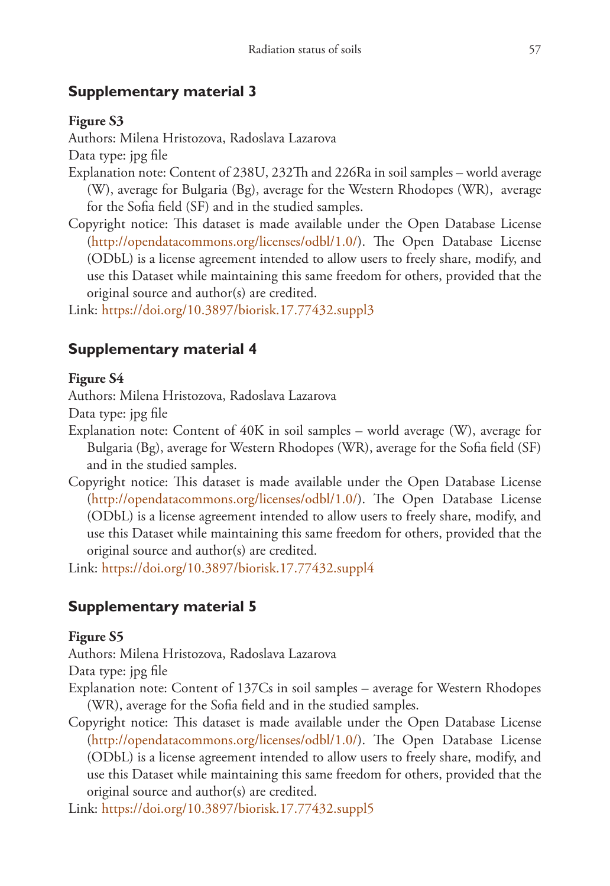## Supplementary material 3

**Figure S3**

Authors: Milena Hristozova, Radoslava Lazarova

Data type: jpg file

Explanation note: Content of 238U, 232Th and 226Ra in soil samples – world average (W), average for Bulgaria (Bg), average for the Western Rhodopes (WR), average for the Sofia field (SF) and in the studied samples.

Copyright notice: This dataset is made available under the Open Database License (http://opendatacommons.org/licenses/odbl/1.0/). The Open Database License (ODbL) is a license agreement intended to allow users to freely share, modify, and use this Dataset while maintaining this same freedom for others, provided that the original source and author(s) are credited.

Link: https://doi.org/10.3897/biorisk.17.77432.suppl3

## Supplementary material 4

**Figure S4**

Authors: Milena Hristozova, Radoslava Lazarova

Data type: jpg file

Explanation note: Content of 40K in soil samples – world average (W), average for Bulgaria (Bg), average for Western Rhodopes (WR), average for the Sofia field (SF) and in the studied samples.

Copyright notice: This dataset is made available under the Open Database License (http://opendatacommons.org/licenses/odbl/1.0/). The Open Database License (ODbL) is a license agreement intended to allow users to freely share, modify, and use this Dataset while maintaining this same freedom for others, provided that the original source and author(s) are credited.

Link: https://doi.org/10.3897/biorisk.17.77432.suppl4

## Supplementary material 5

**Figure S5**

Authors: Milena Hristozova, Radoslava Lazarova

Data type: jpg file

Explanation note: Content of 137Cs in soil samples – average for Western Rhodopes (WR), average for the Sofia field and in the studied samples.

Copyright notice: This dataset is made available under the Open Database License (http://opendatacommons.org/licenses/odbl/1.0/). The Open Database License (ODbL) is a license agreement intended to allow users to freely share, modify, and use this Dataset while maintaining this same freedom for others, provided that the original source and author(s) are credited.

Link: https://doi.org/10.3897/biorisk.17.77432.suppl5